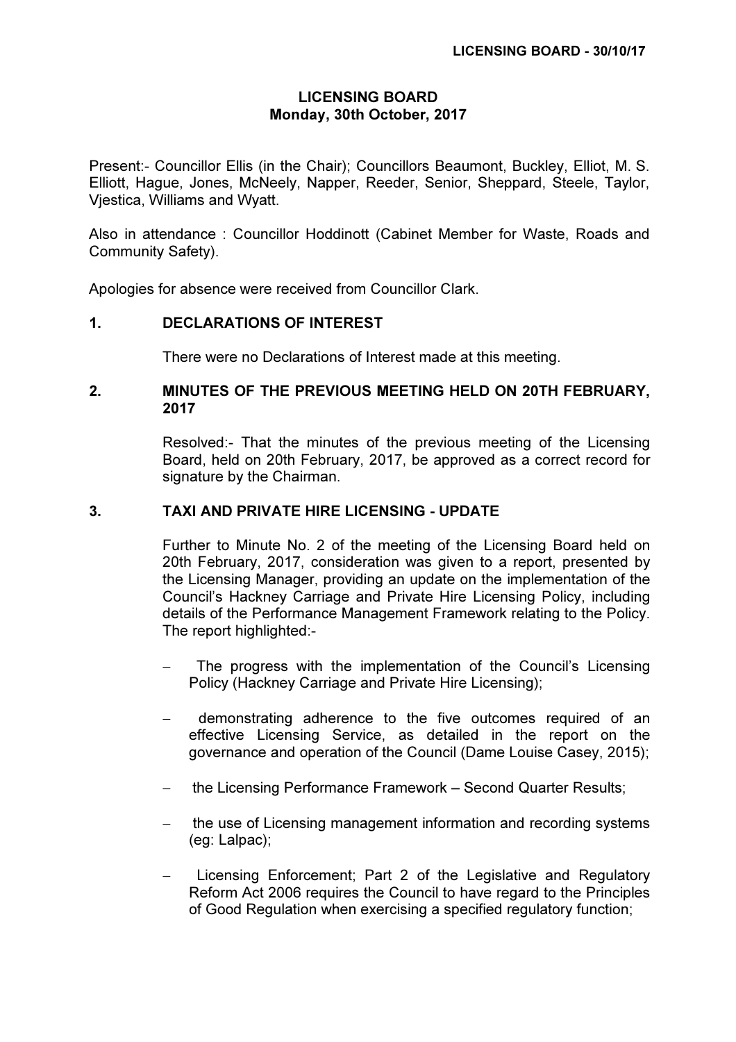# LICENSING BOARD
## Monday, 30th October, 2017

Present:- Councillor Ellis (in the Chair); Councillors Beaumont, Buckley, Elliot, M. S. Elliott, Hague, Jones, McNeely, Napper, Reeder, Senior, Sheppard, Steele, Taylor, Vjestica, Williams and Wyatt.

Also in attendance : Councillor Hoddinott (Cabinet Member for Waste, Roads and Community Safety).

Apologies for absence were received from Councillor Clark.

## 1. DECLARATIONS OF INTEREST

There were no Declarations of Interest made at this meeting.

## 2. MINUTES OF THE PREVIOUS MEETING HELD ON 20TH FEBRUARY, 2017

Resolved:- That the minutes of the previous meeting of the Licensing Board, held on 20th February, 2017, be approved as a correct record for signature by the Chairman.

## 3. TAXI AND PRIVATE HIRE LICENSING - UPDATE

Further to Minute No. 2 of the meeting of the Licensing Board held on 20th February, 2017, consideration was given to a report, presented by the Licensing Manager, providing an update on the implementation of the Council's Hackney Carriage and Private Hire Licensing Policy, including details of the Performance Management Framework relating to the Policy. The report highlighted:-

- The progress with the implementation of the Council's Licensing Policy (Hackney Carriage and Private Hire Licensing);
- demonstrating adherence to the five outcomes required of an effective Licensing Service, as detailed in the report on the governance and operation of the Council (Dame Louise Casey, 2015);
- the Licensing Performance Framework – Second Quarter Results;
- the use of Licensing management information and recording systems (eg: Lalpac);
- Licensing Enforcement; Part 2 of the Legislative and Regulatory Reform Act 2006 requires the Council to have regard to the Principles of Good Regulation when exercising a specified regulatory function;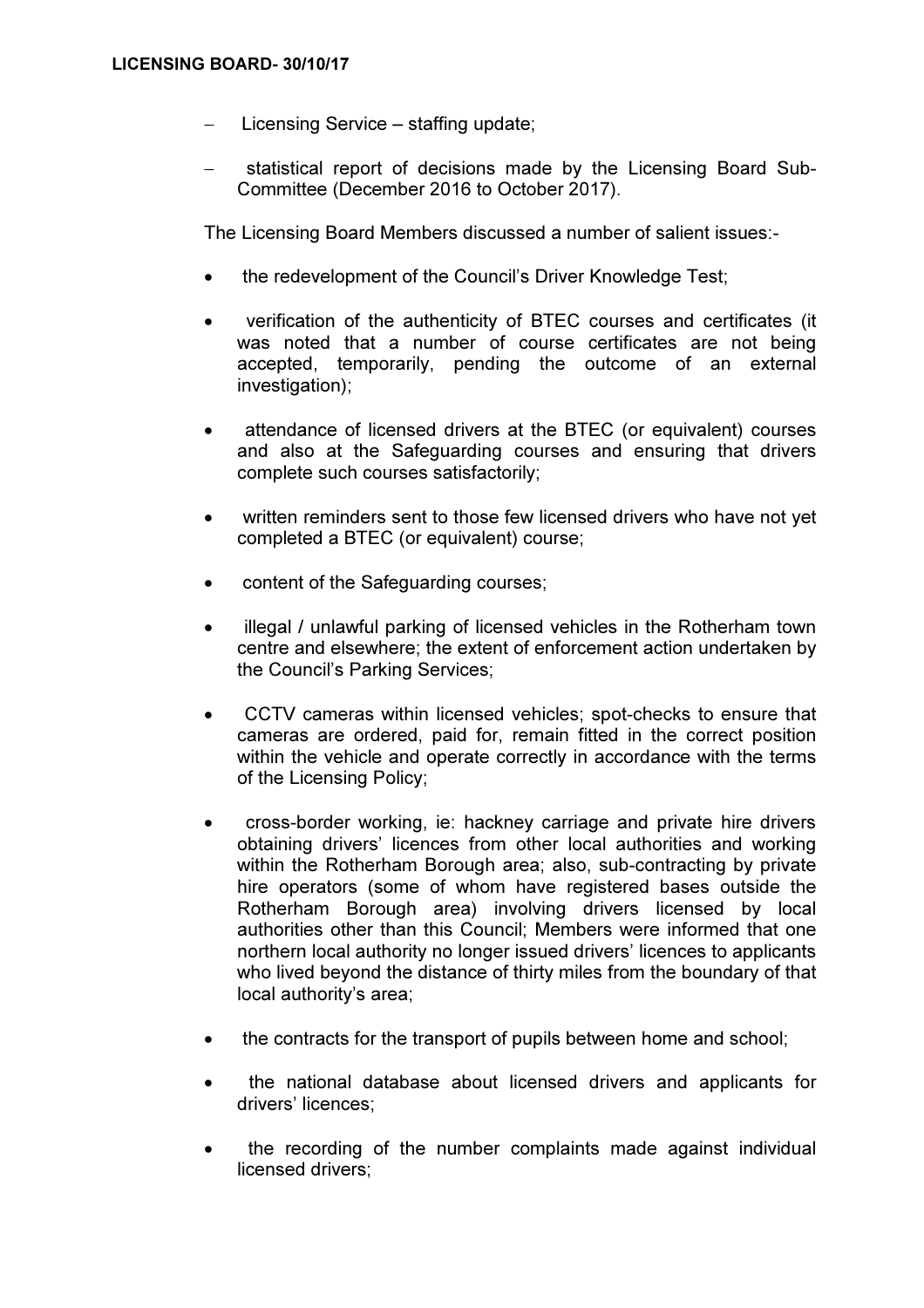- Licensing Service – staffing update;

- statistical report of decisions made by the Licensing Board Sub-Committee (December 2016 to October 2017).

The Licensing Board Members discussed a number of salient issues:-

- the redevelopment of the Council's Driver Knowledge Test;

- verification of the authenticity of BTEC courses and certificates (it was noted that a number of course certificates are not being accepted, temporarily, pending the outcome of an external investigation);

- attendance of licensed drivers at the BTEC (or equivalent) courses and also at the Safeguarding courses and ensuring that drivers complete such courses satisfactorily;

- written reminders sent to those few licensed drivers who have not yet completed a BTEC (or equivalent) course;

- content of the Safeguarding courses;

- illegal / unlawful parking of licensed vehicles in the Rotherham town centre and elsewhere; the extent of enforcement action undertaken by the Council's Parking Services;

- CCTV cameras within licensed vehicles; spot-checks to ensure that cameras are ordered, paid for, remain fitted in the correct position within the vehicle and operate correctly in accordance with the terms of the Licensing Policy;

- cross-border working, ie: hackney carriage and private hire drivers obtaining drivers' licences from other local authorities and working within the Rotherham Borough area; also, sub-contracting by private hire operators (some of whom have registered bases outside the Rotherham Borough area) involving drivers licensed by local authorities other than this Council; Members were informed that one northern local authority no longer issued drivers' licences to applicants who lived beyond the distance of thirty miles from the boundary of that local authority's area;

- the contracts for the transport of pupils between home and school;

- the national database about licensed drivers and applicants for drivers' licences;

- the recording of the number complaints made against individual licensed drivers;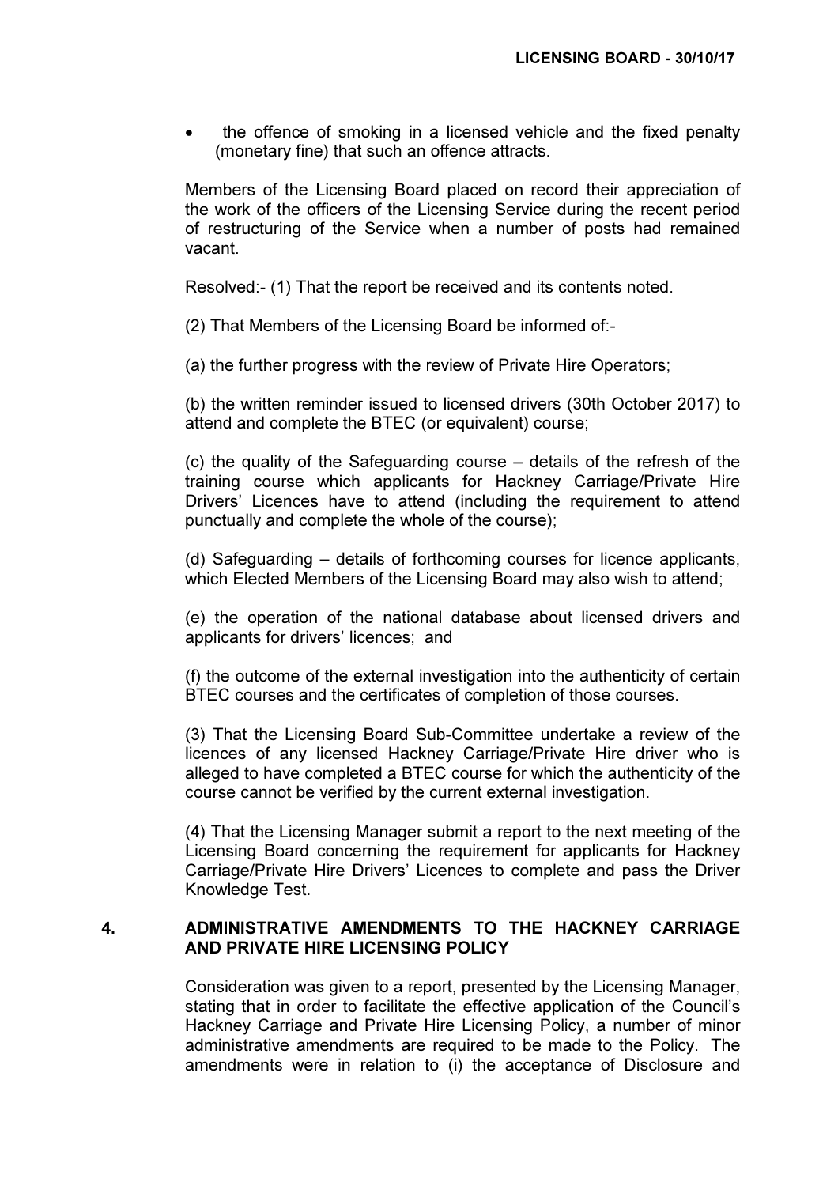- the offence of smoking in a licensed vehicle and the fixed penalty (monetary fine) that such an offence attracts.

Members of the Licensing Board placed on record their appreciation of the work of the officers of the Licensing Service during the recent period of restructuring of the Service when a number of posts had remained vacant.

Resolved:- (1) That the report be received and its contents noted.

(2) That Members of the Licensing Board be informed of:-

(a) the further progress with the review of Private Hire Operators;

(b) the written reminder issued to licensed drivers (30th October 2017) to attend and complete the BTEC (or equivalent) course;

(c) the quality of the Safeguarding course – details of the refresh of the training course which applicants for Hackney Carriage/Private Hire Drivers' Licences have to attend (including the requirement to attend punctually and complete the whole of the course);

(d) Safeguarding – details of forthcoming courses for licence applicants, which Elected Members of the Licensing Board may also wish to attend;

(e) the operation of the national database about licensed drivers and applicants for drivers' licences; and

(f) the outcome of the external investigation into the authenticity of certain BTEC courses and the certificates of completion of those courses.

(3) That the Licensing Board Sub-Committee undertake a review of the licences of any licensed Hackney Carriage/Private Hire driver who is alleged to have completed a BTEC course for which the authenticity of the course cannot be verified by the current external investigation.

(4) That the Licensing Manager submit a report to the next meeting of the Licensing Board concerning the requirement for applicants for Hackney Carriage/Private Hire Drivers' Licences to complete and pass the Driver Knowledge Test.

## 4. ADMINISTRATIVE AMENDMENTS TO THE HACKNEY CARRIAGE AND PRIVATE HIRE LICENSING POLICY

Consideration was given to a report, presented by the Licensing Manager, stating that in order to facilitate the effective application of the Council's Hackney Carriage and Private Hire Licensing Policy, a number of minor administrative amendments are required to be made to the Policy. The amendments were in relation to (i) the acceptance of Disclosure and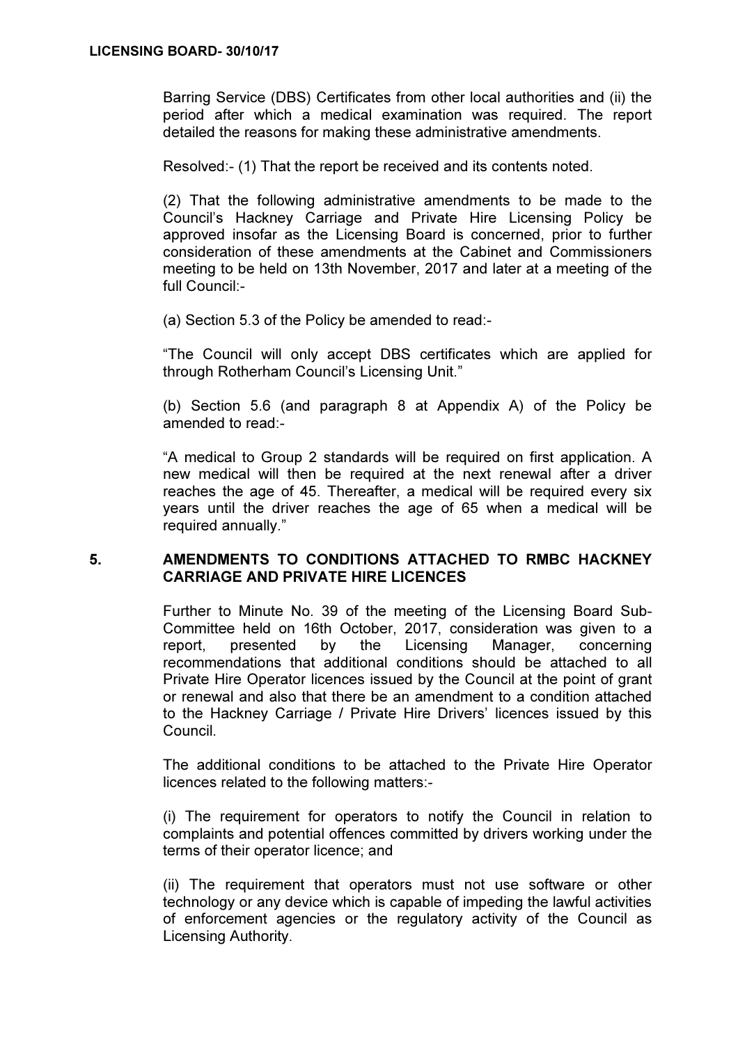Barring Service (DBS) Certificates from other local authorities and (ii) the period after which a medical examination was required. The report detailed the reasons for making these administrative amendments.

Resolved:- (1) That the report be received and its contents noted.

(2) That the following administrative amendments to be made to the Council's Hackney Carriage and Private Hire Licensing Policy be approved insofar as the Licensing Board is concerned, prior to further consideration of these amendments at the Cabinet and Commissioners meeting to be held on 13th November, 2017 and later at a meeting of the full Council:-

(a) Section 5.3 of the Policy be amended to read:-

"The Council will only accept DBS certificates which are applied for through Rotherham Council's Licensing Unit."

(b) Section 5.6 (and paragraph 8 at Appendix A) of the Policy be amended to read:-

"A medical to Group 2 standards will be required on first application. A new medical will then be required at the next renewal after a driver reaches the age of 45. Thereafter, a medical will be required every six years until the driver reaches the age of 65 when a medical will be required annually."

## 5. AMENDMENTS TO CONDITIONS ATTACHED TO RMBC HACKNEY CARRIAGE AND PRIVATE HIRE LICENCES

Further to Minute No. 39 of the meeting of the Licensing Board Sub-Committee held on 16th October, 2017, consideration was given to a report, presented by the Licensing Manager, concerning recommendations that additional conditions should be attached to all Private Hire Operator licences issued by the Council at the point of grant or renewal and also that there be an amendment to a condition attached to the Hackney Carriage / Private Hire Drivers' licences issued by this Council.

The additional conditions to be attached to the Private Hire Operator licences related to the following matters:-

(i) The requirement for operators to notify the Council in relation to complaints and potential offences committed by drivers working under the terms of their operator licence; and

(ii) The requirement that operators must not use software or other technology or any device which is capable of impeding the lawful activities of enforcement agencies or the regulatory activity of the Council as Licensing Authority.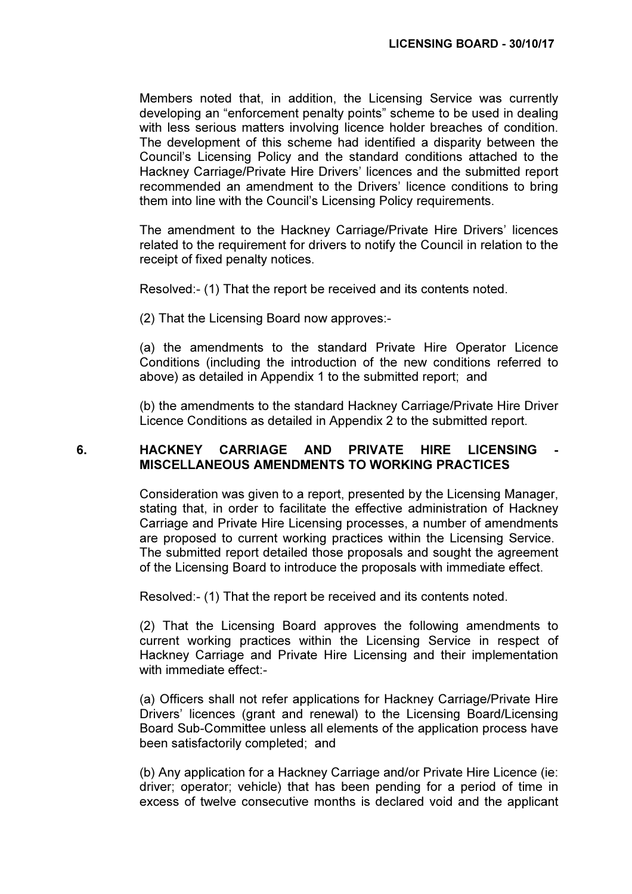Members noted that, in addition, the Licensing Service was currently developing an "enforcement penalty points" scheme to be used in dealing with less serious matters involving licence holder breaches of condition. The development of this scheme had identified a disparity between the Council's Licensing Policy and the standard conditions attached to the Hackney Carriage/Private Hire Drivers' licences and the submitted report recommended an amendment to the Drivers' licence conditions to bring them into line with the Council's Licensing Policy requirements.

The amendment to the Hackney Carriage/Private Hire Drivers' licences related to the requirement for drivers to notify the Council in relation to the receipt of fixed penalty notices.

Resolved:- (1) That the report be received and its contents noted.

(2) That the Licensing Board now approves:-

(a) the amendments to the standard Private Hire Operator Licence Conditions (including the introduction of the new conditions referred to above) as detailed in Appendix 1 to the submitted report; and

(b) the amendments to the standard Hackney Carriage/Private Hire Driver Licence Conditions as detailed in Appendix 2 to the submitted report.

## 6. HACKNEY CARRIAGE AND PRIVATE HIRE LICENSING - MISCELLANEOUS AMENDMENTS TO WORKING PRACTICES

Consideration was given to a report, presented by the Licensing Manager, stating that, in order to facilitate the effective administration of Hackney Carriage and Private Hire Licensing processes, a number of amendments are proposed to current working practices within the Licensing Service. The submitted report detailed those proposals and sought the agreement of the Licensing Board to introduce the proposals with immediate effect.

Resolved:- (1) That the report be received and its contents noted.

(2) That the Licensing Board approves the following amendments to current working practices within the Licensing Service in respect of Hackney Carriage and Private Hire Licensing and their implementation with immediate effect:-

(a) Officers shall not refer applications for Hackney Carriage/Private Hire Drivers' licences (grant and renewal) to the Licensing Board/Licensing Board Sub-Committee unless all elements of the application process have been satisfactorily completed; and

(b) Any application for a Hackney Carriage and/or Private Hire Licence (ie: driver; operator; vehicle) that has been pending for a period of time in excess of twelve consecutive months is declared void and the applicant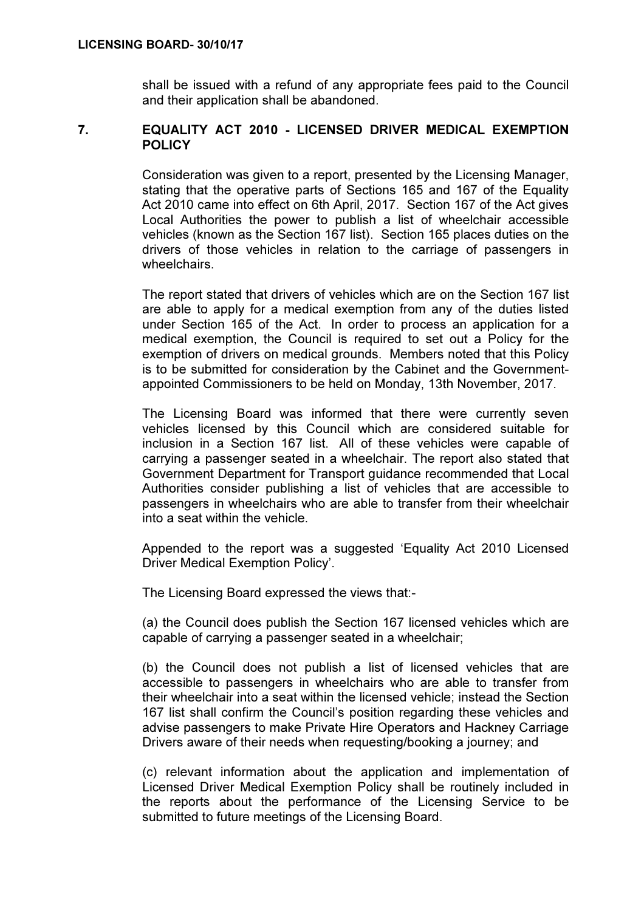shall be issued with a refund of any appropriate fees paid to the Council and their application shall be abandoned.

## 7. EQUALITY ACT 2010 - LICENSED DRIVER MEDICAL EXEMPTION POLICY

Consideration was given to a report, presented by the Licensing Manager, stating that the operative parts of Sections 165 and 167 of the Equality Act 2010 came into effect on 6th April, 2017. Section 167 of the Act gives Local Authorities the power to publish a list of wheelchair accessible vehicles (known as the Section 167 list). Section 165 places duties on the drivers of those vehicles in relation to the carriage of passengers in wheelchairs.

The report stated that drivers of vehicles which are on the Section 167 list are able to apply for a medical exemption from any of the duties listed under Section 165 of the Act. In order to process an application for a medical exemption, the Council is required to set out a Policy for the exemption of drivers on medical grounds. Members noted that this Policy is to be submitted for consideration by the Cabinet and the Government-appointed Commissioners to be held on Monday, 13th November, 2017.

The Licensing Board was informed that there were currently seven vehicles licensed by this Council which are considered suitable for inclusion in a Section 167 list. All of these vehicles were capable of carrying a passenger seated in a wheelchair. The report also stated that Government Department for Transport guidance recommended that Local Authorities consider publishing a list of vehicles that are accessible to passengers in wheelchairs who are able to transfer from their wheelchair into a seat within the vehicle.

Appended to the report was a suggested 'Equality Act 2010 Licensed Driver Medical Exemption Policy'.

The Licensing Board expressed the views that:-

(a) the Council does publish the Section 167 licensed vehicles which are capable of carrying a passenger seated in a wheelchair;

(b) the Council does not publish a list of licensed vehicles that are accessible to passengers in wheelchairs who are able to transfer from their wheelchair into a seat within the licensed vehicle; instead the Section 167 list shall confirm the Council's position regarding these vehicles and advise passengers to make Private Hire Operators and Hackney Carriage Drivers aware of their needs when requesting/booking a journey; and

(c) relevant information about the application and implementation of Licensed Driver Medical Exemption Policy shall be routinely included in the reports about the performance of the Licensing Service to be submitted to future meetings of the Licensing Board.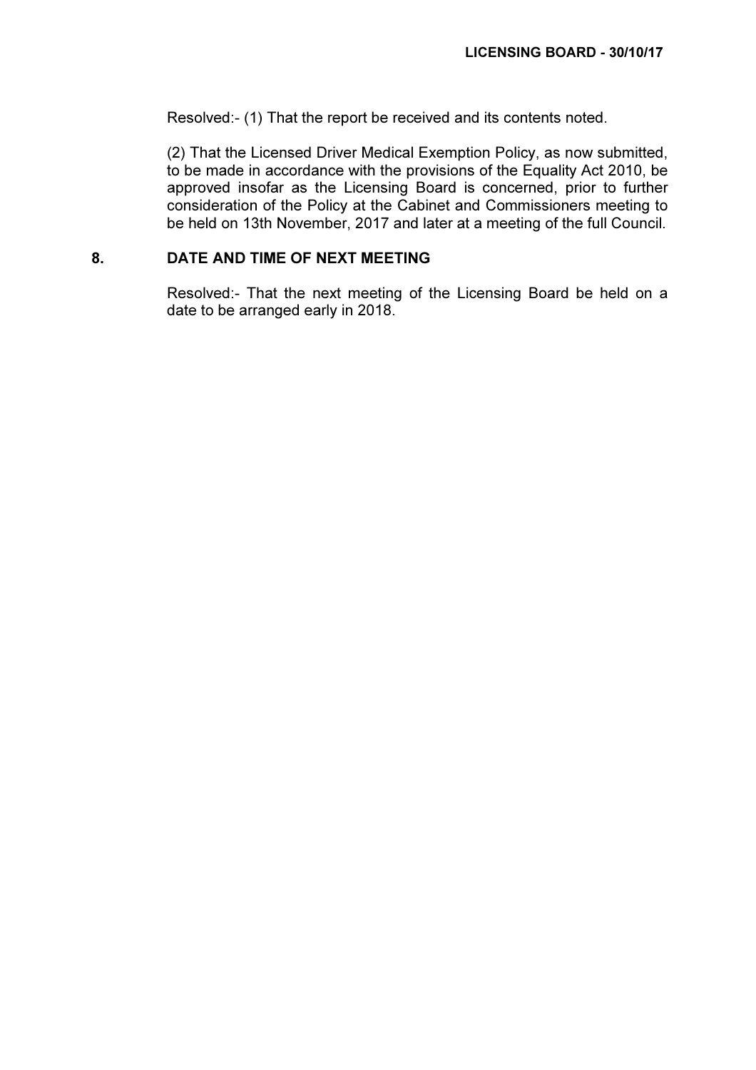Resolved:- (1) That the report be received and its contents noted.

(2) That the Licensed Driver Medical Exemption Policy, as now submitted, to be made in accordance with the provisions of the Equality Act 2010, be approved insofar as the Licensing Board is concerned, prior to further consideration of the Policy at the Cabinet and Commissioners meeting to be held on 13th November, 2017 and later at a meeting of the full Council.

## 8. DATE AND TIME OF NEXT MEETING

Resolved:- That the next meeting of the Licensing Board be held on a date to be arranged early in 2018.